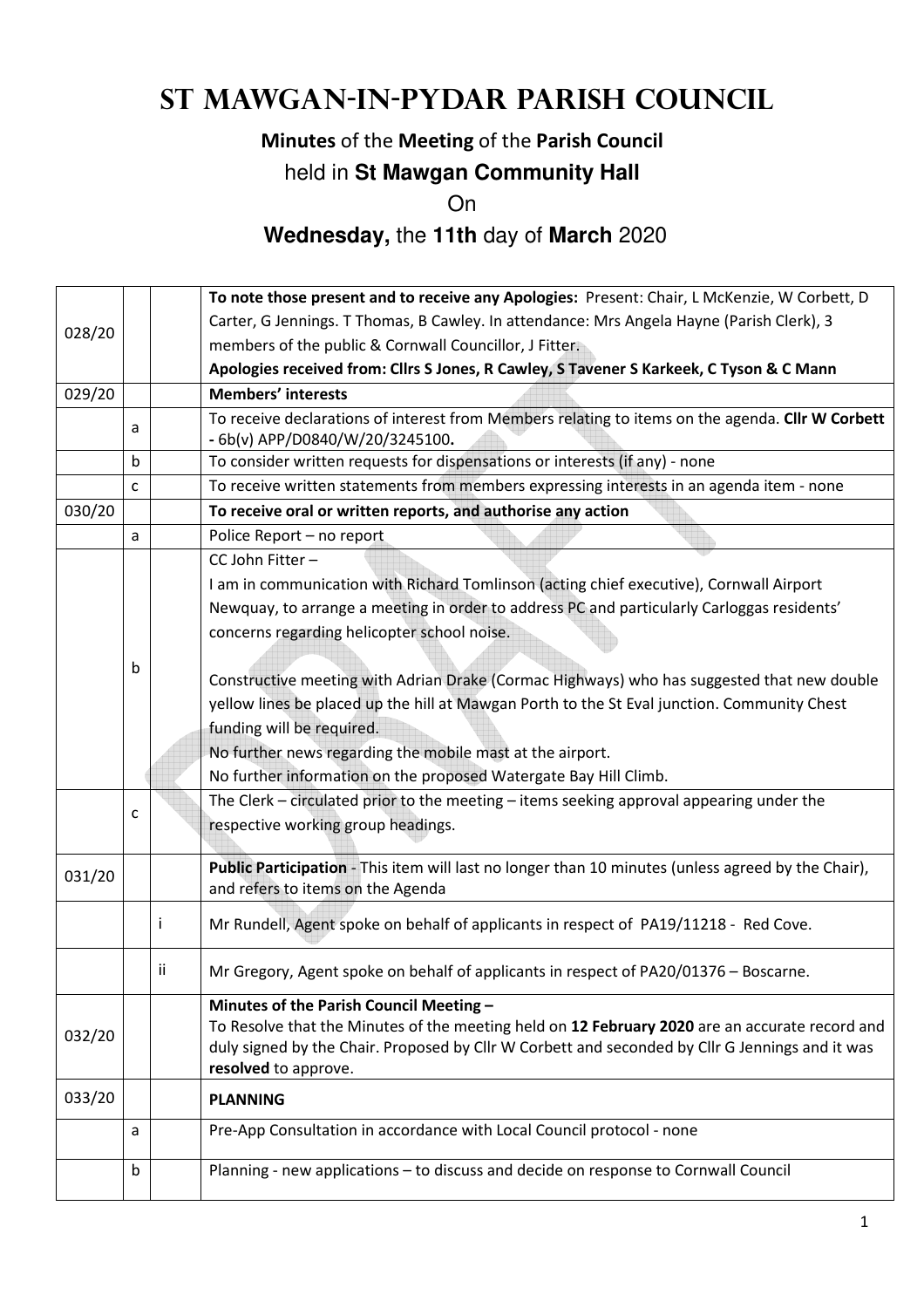# St Mawgan-in-Pydar Parish Council

**Minutes** of the **Meeting** of the **Parish Council**

held in **St Mawgan Community Hall**

On

**Wednesday,** the **11th** day of **March** 2020

| | | | |
|---|---|---|---|
| 028/20 | | | **To note those present and to receive any Apologies:** Present: Chair, L McKenzie, W Corbett, D Carter, G Jennings. T Thomas, B Cawley. In attendance: Mrs Angela Hayne (Parish Clerk), 3 members of the public & Cornwall Councillor, J Fitter.<br>**Apologies received from: Cllrs S Jones, R Cawley, S Tavener S Karkeek, C Tyson & C Mann** |
| 029/20 | | | **Members' interests** |
| | a | | To receive declarations of interest from Members relating to items on the agenda. **Cllr W Corbett -** 6b(v) APP/D0840/W/20/3245100**.** |
| | b | | To consider written requests for dispensations or interests (if any) - none |
| | c | | To receive written statements from members expressing interests in an agenda item - none |
| 030/20 | | | **To receive oral or written reports, and authorise any action** |
| | a | | Police Report – no report |
| | b | | CC John Fitter –<br>I am in communication with Richard Tomlinson (acting chief executive), Cornwall Airport Newquay, to arrange a meeting in order to address PC and particularly Carloggas residents' concerns regarding helicopter school noise.<br><br>Constructive meeting with Adrian Drake (Cormac Highways) who has suggested that new double yellow lines be placed up the hill at Mawgan Porth to the St Eval junction. Community Chest funding will be required.<br>No further news regarding the mobile mast at the airport.<br>No further information on the proposed Watergate Bay Hill Climb. |
| | c | | The Clerk – circulated prior to the meeting – items seeking approval appearing under the respective working group headings. |
| 031/20 | | | **Public Participation** - This item will last no longer than 10 minutes (unless agreed by the Chair), and refers to items on the Agenda |
| | | i | Mr Rundell, Agent spoke on behalf of applicants in respect of PA19/11218 - Red Cove. |
| | | ii | Mr Gregory, Agent spoke on behalf of applicants in respect of PA20/01376 – Boscarne. |
| 032/20 | | | **Minutes of the Parish Council Meeting –**<br>To Resolve that the Minutes of the meeting held on **12 February 2020** are an accurate record and duly signed by the Chair. Proposed by Cllr W Corbett and seconded by Cllr G Jennings and it was **resolved** to approve. |
| 033/20 | | | **PLANNING** |
| | a | | Pre-App Consultation in accordance with Local Council protocol - none |
| | b | | Planning - new applications – to discuss and decide on response to Cornwall Council |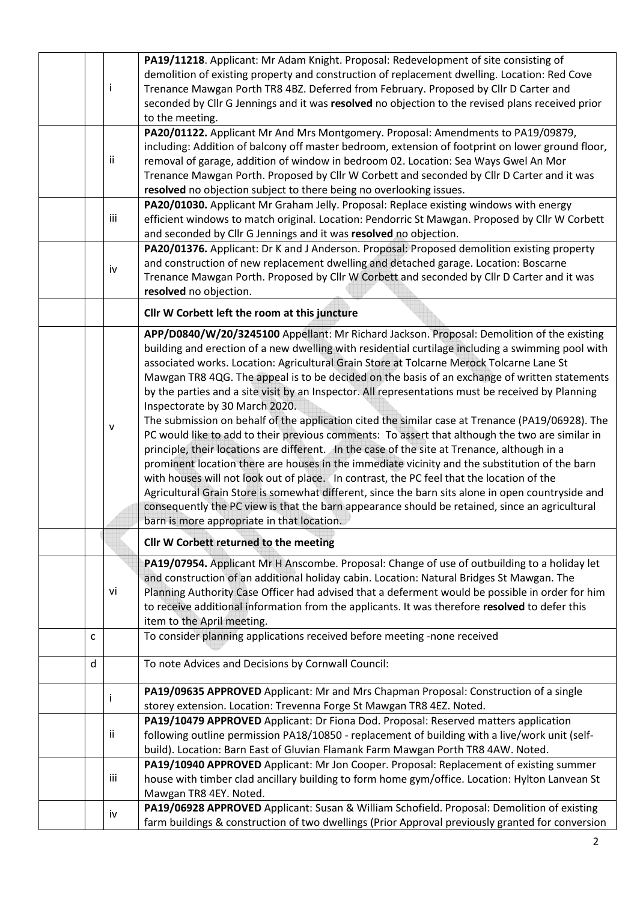| | | | |
|---|---|---|---|
| | | i | **PA19/11218**. Applicant: Mr Adam Knight. Proposal: Redevelopment of site consisting of demolition of existing property and construction of replacement dwelling. Location: Red Cove Trenance Mawgan Porth TR8 4BZ. Deferred from February. Proposed by Cllr D Carter and seconded by Cllr G Jennings and it was **resolved** no objection to the revised plans received prior to the meeting. |
| | | ii | **PA20/01122.** Applicant Mr And Mrs Montgomery. Proposal: Amendments to PA19/09879, including: Addition of balcony off master bedroom, extension of footprint on lower ground floor, removal of garage, addition of window in bedroom 02. Location: Sea Ways Gwel An Mor Trenance Mawgan Porth. Proposed by Cllr W Corbett and seconded by Cllr D Carter and it was **resolved** no objection subject to there being no overlooking issues. |
| | | iii | **PA20/01030.** Applicant Mr Graham Jelly. Proposal: Replace existing windows with energy efficient windows to match original. Location: Pendorric St Mawgan. Proposed by Cllr W Corbett and seconded by Cllr G Jennings and it was **resolved** no objection. |
| | | iv | **PA20/01376.** Applicant: Dr K and J Anderson. Proposal: Proposed demolition existing property and construction of new replacement dwelling and detached garage. Location: Boscarne Trenance Mawgan Porth. Proposed by Cllr W Corbett and seconded by Cllr D Carter and it was **resolved** no objection. |
| | | | **Cllr W Corbett left the room at this juncture** |
| | | v | **APP/D0840/W/20/3245100** Appellant: Mr Richard Jackson. Proposal: Demolition of the existing building and erection of a new dwelling with residential curtilage including a swimming pool with associated works. Location: Agricultural Grain Store at Tolcarne Merock Tolcarne Lane St Mawgan TR8 4QG. The appeal is to be decided on the basis of an exchange of written statements by the parties and a site visit by an Inspector. All representations must be received by Planning Inspectorate by 30 March 2020.<br>The submission on behalf of the application cited the similar case at Trenance (PA19/06928). The PC would like to add to their previous comments: To assert that although the two are similar in principle, their locations are different. In the case of the site at Trenance, although in a prominent location there are houses in the immediate vicinity and the substitution of the barn with houses will not look out of place. In contrast, the PC feel that the location of the Agricultural Grain Store is somewhat different, since the barn sits alone in open countryside and consequently the PC view is that the barn appearance should be retained, since an agricultural barn is more appropriate in that location. |
| | | | **Cllr W Corbett returned to the meeting** |
| | | vi | **PA19/07954.** Applicant Mr H Anscombe. Proposal: Change of use of outbuilding to a holiday let and construction of an additional holiday cabin. Location: Natural Bridges St Mawgan. The Planning Authority Case Officer had advised that a deferment would be possible in order for him to receive additional information from the applicants. It was therefore **resolved** to defer this item to the April meeting. |
| | c | | To consider planning applications received before meeting -none received |
| | d | | To note Advices and Decisions by Cornwall Council: |
| | | i | **PA19/09635 APPROVED** Applicant: Mr and Mrs Chapman Proposal: Construction of a single storey extension. Location: Trevenna Forge St Mawgan TR8 4EZ. Noted. |
| | | ii | **PA19/10479 APPROVED** Applicant: Dr Fiona Dod. Proposal: Reserved matters application following outline permission PA18/10850 - replacement of building with a live/work unit (self-build). Location: Barn East of Gluvian Flamank Farm Mawgan Porth TR8 4AW. Noted. |
| | | iii | **PA19/10940 APPROVED** Applicant: Mr Jon Cooper. Proposal: Replacement of existing summer house with timber clad ancillary building to form home gym/office. Location: Hylton Lanvean St Mawgan TR8 4EY. Noted. |
| | | iv | **PA19/06928 APPROVED** Applicant: Susan & William Schofield. Proposal: Demolition of existing farm buildings & construction of two dwellings (Prior Approval previously granted for conversion |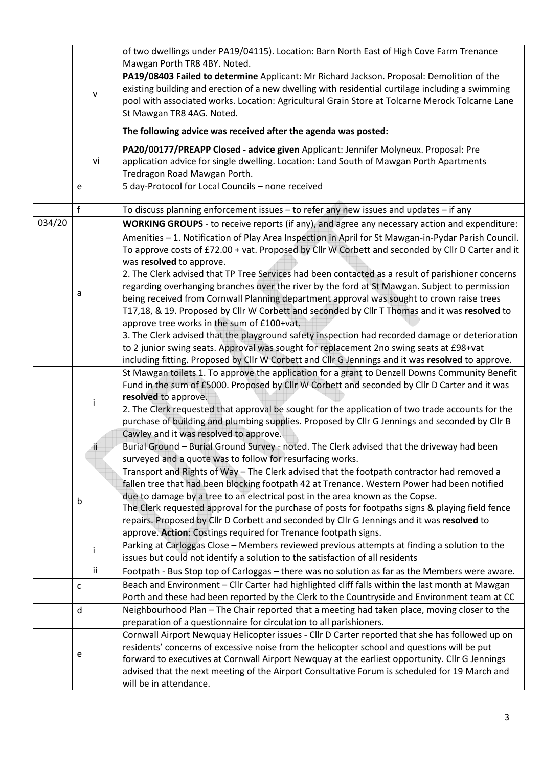| | | | |
|---|---|---|---|
| | | | of two dwellings under PA19/04115). Location: Barn North East of High Cove Farm Trenance Mawgan Porth TR8 4BY. Noted. |
| | | v | **PA19/08403 Failed to determine** Applicant: Mr Richard Jackson. Proposal: Demolition of the existing building and erection of a new dwelling with residential curtilage including a swimming pool with associated works. Location: Agricultural Grain Store at Tolcarne Merock Tolcarne Lane St Mawgan TR8 4AG. Noted. |
| | | | **The following advice was received after the agenda was posted:** |
| | | vi | **PA20/00177/PREAPP Closed - advice given** Applicant: Jennifer Molyneux. Proposal: Pre application advice for single dwelling. Location: Land South of Mawgan Porth Apartments Tredragon Road Mawgan Porth. |
| | e | | 5 day-Protocol for Local Councils – none received |
| | f | | To discuss planning enforcement issues – to refer any new issues and updates – if any |
| 034/20 | | | **WORKING GROUPS** - to receive reports (if any), and agree any necessary action and expenditure: |
| | a | | Amenities – 1. Notification of Play Area Inspection in April for St Mawgan-in-Pydar Parish Council. To approve costs of £72.00 + vat. Proposed by Cllr W Corbett and seconded by Cllr D Carter and it was **resolved** to approve.<br>2. The Clerk advised that TP Tree Services had been contacted as a result of parishioner concerns regarding overhanging branches over the river by the ford at St Mawgan. Subject to permission being received from Cornwall Planning department approval was sought to crown raise trees T17,18, & 19. Proposed by Cllr W Corbett and seconded by Cllr T Thomas and it was **resolved** to approve tree works in the sum of £100+vat.<br>3. The Clerk advised that the playground safety inspection had recorded damage or deterioration to 2 junior swing seats. Approval was sought for replacement 2no swing seats at £98+vat including fitting. Proposed by Cllr W Corbett and Cllr G Jennings and it was **resolved** to approve. |
| | | i | St Mawgan toilets 1. To approve the application for a grant to Denzell Downs Community Benefit Fund in the sum of £5000. Proposed by Cllr W Corbett and seconded by Cllr D Carter and it was **resolved** to approve.<br>2. The Clerk requested that approval be sought for the application of two trade accounts for the purchase of building and plumbing supplies. Proposed by Cllr G Jennings and seconded by Cllr B Cawley and it was resolved to approve. |
| | | ii | Burial Ground – Burial Ground Survey - noted. The Clerk advised that the driveway had been surveyed and a quote was to follow for resurfacing works. |
| | b | | Transport and Rights of Way – The Clerk advised that the footpath contractor had removed a fallen tree that had been blocking footpath 42 at Trenance. Western Power had been notified due to damage by a tree to an electrical post in the area known as the Copse.<br>The Clerk requested approval for the purchase of posts for footpaths signs & playing field fence repairs. Proposed by Cllr D Corbett and seconded by Cllr G Jennings and it was **resolved** to approve. **Action**: Costings required for Trenance footpath signs. |
| | | i | Parking at Carloggas Close – Members reviewed previous attempts at finding a solution to the issues but could not identify a solution to the satisfaction of all residents |
| | | ii | Footpath - Bus Stop top of Carloggas – there was no solution as far as the Members were aware. |
| | c | | Beach and Environment – Cllr Carter had highlighted cliff falls within the last month at Mawgan Porth and these had been reported by the Clerk to the Countryside and Environment team at CC |
| | d | | Neighbourhood Plan – The Chair reported that a meeting had taken place, moving closer to the preparation of a questionnaire for circulation to all parishioners. |
| | e | | Cornwall Airport Newquay Helicopter issues - Cllr D Carter reported that she has followed up on residents' concerns of excessive noise from the helicopter school and questions will be put forward to executives at Cornwall Airport Newquay at the earliest opportunity. Cllr G Jennings advised that the next meeting of the Airport Consultative Forum is scheduled for 19 March and will be in attendance. |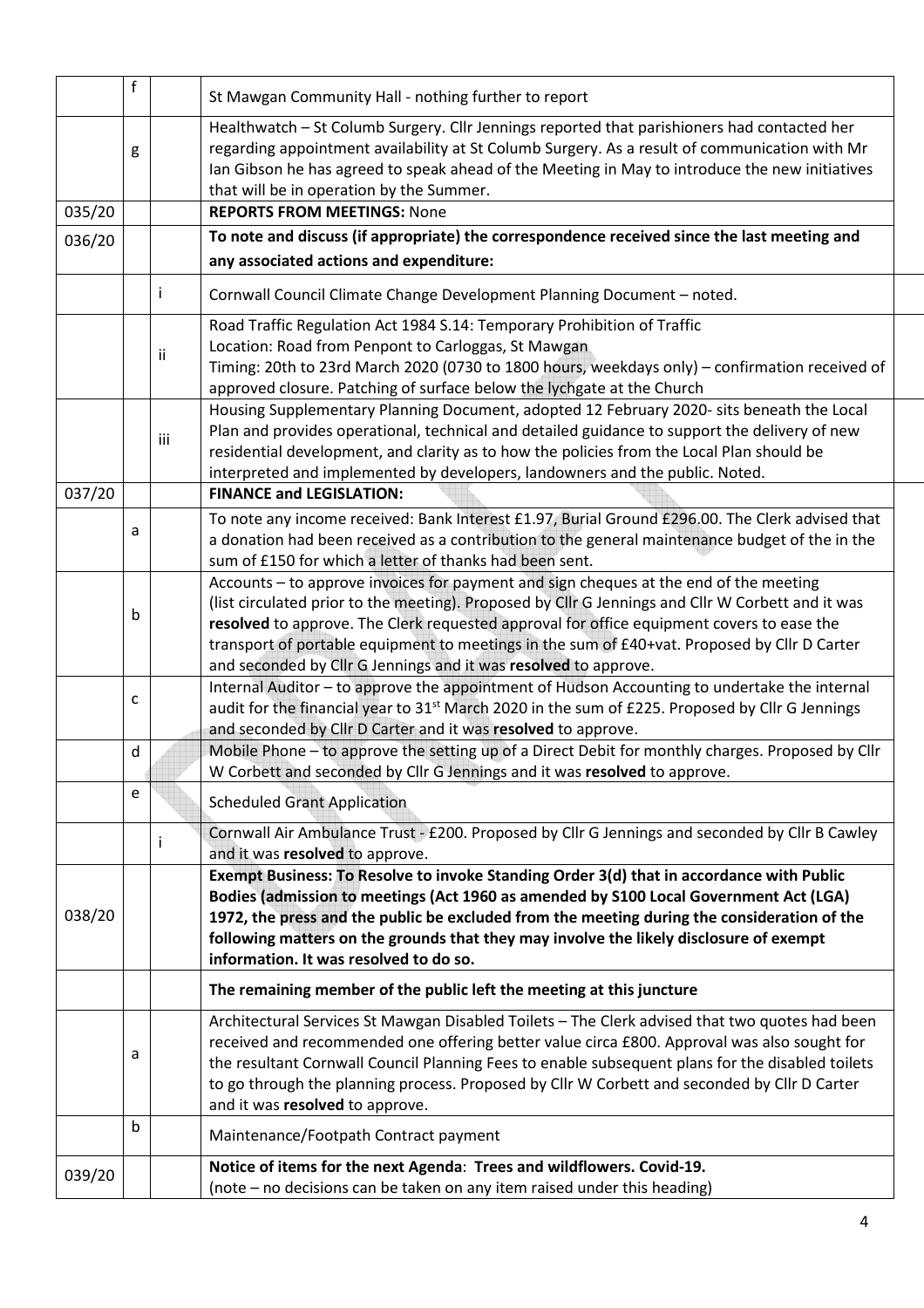| | | | |
|---|---|---|---|
| | f | | St Mawgan Community Hall - nothing further to report |
| | g | | Healthwatch – St Columb Surgery. Cllr Jennings reported that parishioners had contacted her regarding appointment availability at St Columb Surgery. As a result of communication with Mr Ian Gibson he has agreed to speak ahead of the Meeting in May to introduce the new initiatives that will be in operation by the Summer. |
| 035/20 | | | **REPORTS FROM MEETINGS:** None |
| 036/20 | | | **To note and discuss (if appropriate) the correspondence received since the last meeting and any associated actions and expenditure:** |
| | | i | Cornwall Council Climate Change Development Planning Document – noted. |
| | | ii | Road Traffic Regulation Act 1984 S.14: Temporary Prohibition of Traffic<br>Location: Road from Penpont to Carloggas, St Mawgan<br>Timing: 20th to 23rd March 2020 (0730 to 1800 hours, weekdays only) – confirmation received of approved closure. Patching of surface below the lychgate at the Church |
| | | iii | Housing Supplementary Planning Document, adopted 12 February 2020- sits beneath the Local Plan and provides operational, technical and detailed guidance to support the delivery of new residential development, and clarity as to how the policies from the Local Plan should be interpreted and implemented by developers, landowners and the public. Noted. |
| 037/20 | | | **FINANCE and LEGISLATION:** |
| | a | | To note any income received: Bank Interest £1.97, Burial Ground £296.00. The Clerk advised that a donation had been received as a contribution to the general maintenance budget of the in the sum of £150 for which a letter of thanks had been sent. |
| | b | | Accounts – to approve invoices for payment and sign cheques at the end of the meeting (list circulated prior to the meeting). Proposed by Cllr G Jennings and Cllr W Corbett and it was **resolved** to approve. The Clerk requested approval for office equipment covers to ease the transport of portable equipment to meetings in the sum of £40+vat. Proposed by Cllr D Carter and seconded by Cllr G Jennings and it was **resolved** to approve. |
| | c | | Internal Auditor – to approve the appointment of Hudson Accounting to undertake the internal audit for the financial year to 31st March 2020 in the sum of £225. Proposed by Cllr G Jennings and seconded by Cllr D Carter and it was **resolved** to approve. |
| | d | | Mobile Phone – to approve the setting up of a Direct Debit for monthly charges. Proposed by Cllr W Corbett and seconded by Cllr G Jennings and it was **resolved** to approve. |
| | e | | Scheduled Grant Application |
| | | i | Cornwall Air Ambulance Trust - £200. Proposed by Cllr G Jennings and seconded by Cllr B Cawley and it was **resolved** to approve. |
| 038/20 | | | **Exempt Business: To Resolve to invoke Standing Order 3(d) that in accordance with Public Bodies (admission to meetings (Act 1960 as amended by S100 Local Government Act (LGA) 1972, the press and the public be excluded from the meeting during the consideration of the following matters on the grounds that they may involve the likely disclosure of exempt information. It was resolved to do so.** |
| | | | **The remaining member of the public left the meeting at this juncture** |
| | a | | Architectural Services St Mawgan Disabled Toilets – The Clerk advised that two quotes had been received and recommended one offering better value circa £800. Approval was also sought for the resultant Cornwall Council Planning Fees to enable subsequent plans for the disabled toilets to go through the planning process. Proposed by Cllr W Corbett and seconded by Cllr D Carter and it was **resolved** to approve. |
| | b | | Maintenance/Footpath Contract payment |
| 039/20 | | | **Notice of items for the next Agenda**: **Trees and wildflowers. Covid-19.**<br>(note – no decisions can be taken on any item raised under this heading) |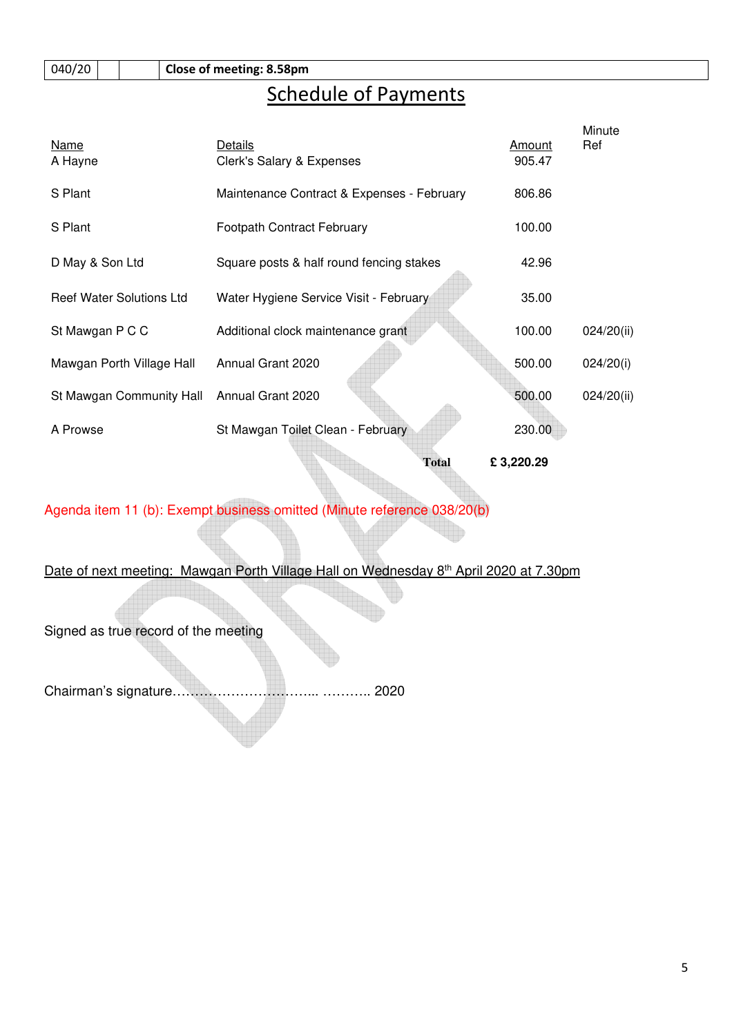| 040/20 | | | **Close of meeting: 8.58pm** |
|---|---|---|---|

# Schedule of Payments

| Name | Details | Amount | Minute Ref |
|---|---|---|---|
| A Hayne | Clerk's Salary & Expenses | 905.47 | |
| S Plant | Maintenance Contract & Expenses - February | 806.86 | |
| S Plant | Footpath Contract February | 100.00 | |
| D May & Son Ltd | Square posts & half round fencing stakes | 42.96 | |
| Reef Water Solutions Ltd | Water Hygiene Service Visit - February | 35.00 | |
| St Mawgan P C C | Additional clock maintenance grant | 100.00 | 024/20(ii) |
| Mawgan Porth Village Hall | Annual Grant 2020 | 500.00 | 024/20(i) |
| St Mawgan Community Hall | Annual Grant 2020 | 500.00 | 024/20(ii) |
| A Prowse | St Mawgan Toilet Clean - February | 230.00 | |
| | **Total** | **£ 3,220.29** | |

Agenda item 11 (b): Exempt business omitted (Minute reference 038/20(b)

Date of next meeting: Mawgan Porth Village Hall on Wednesday 8th April 2020 at 7.30pm

Signed as true record of the meeting

Chairman's signature…………………………... ……….. 2020